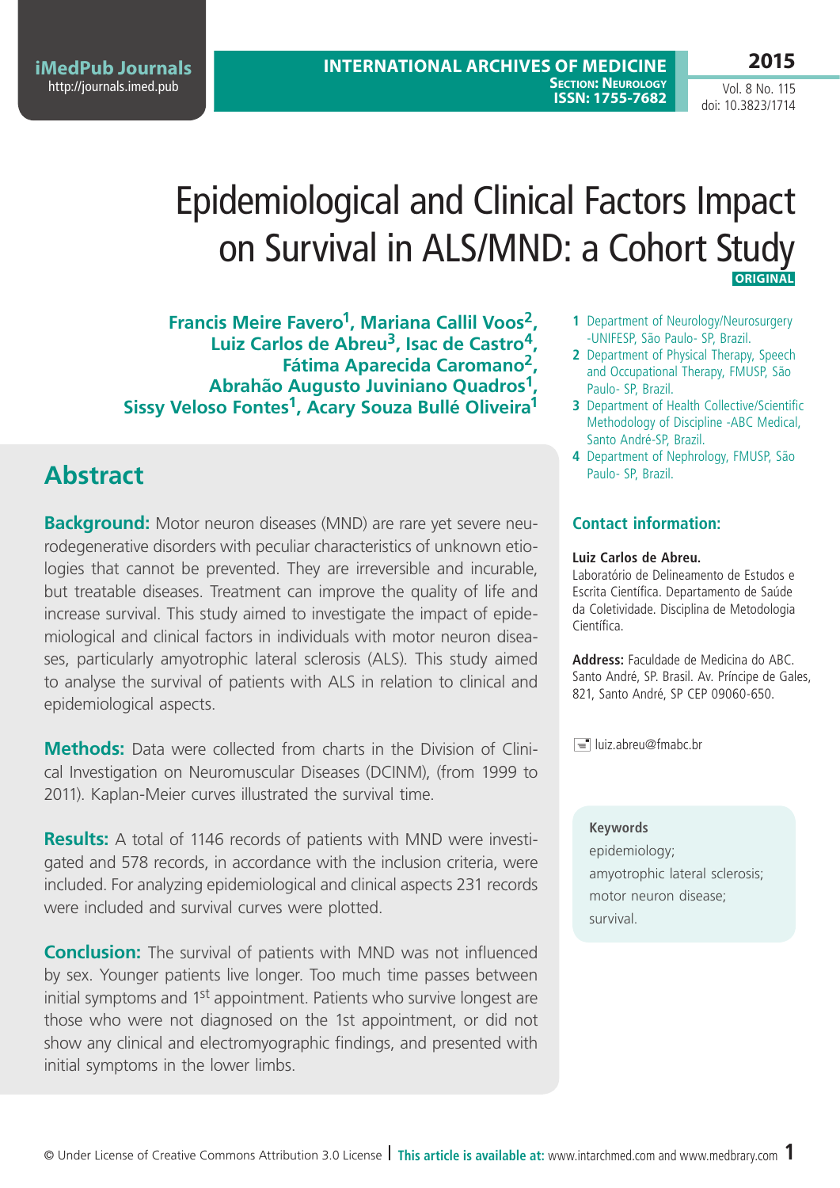# Epidemiological and Clinical Factors Impact on Survival in ALS/MND: a Cohort Study

ORIGINAL

**Francis Meire Favero[1], Mariana Callil Voos[2], Luiz Carlos de Abreu[3], Isac de Castro[4], Fátima Aparecida Caromano[2], Abrahão Augusto Juviniano Quadros[1], Sissy Veloso Fontes[1], Acary Souza Bullé Oliveira[1]**

1 Department of Neurology/Neurosurgery -UNIFESP, São Paulo- SP, Brazil.

2 Department of Physical Therapy, Speech and Occupational Therapy, FMUSP, São Paulo- SP, Brazil.

3 Department of Health Collective/Scientific Methodology of Discipline -ABC Medical, Santo André-SP, Brazil.

4 Department of Nephrology, FMUSP, São Paulo- SP, Brazil.

## Contact information:

**Luiz Carlos de Abreu.**
Laboratório de Delineamento de Estudos e Escrita Científica. Departamento de Saúde da Coletividade. Disciplina de Metodologia Científica.

**Address:** Faculdade de Medicina do ABC. Santo André, SP. Brasil. Av. Príncipe de Gales, 821, Santo André, SP CEP 09060-650.

luiz.abreu@fmabc.br

## Abstract

**Background:** Motor neuron diseases (MND) are rare yet severe neurodegenerative disorders with peculiar characteristics of unknown etiologies that cannot be prevented. They are irreversible and incurable, but treatable diseases. Treatment can improve the quality of life and increase survival. This study aimed to investigate the impact of epidemiological and clinical factors in individuals with motor neuron diseases, particularly amyotrophic lateral sclerosis (ALS). This study aimed to analyse the survival of patients with ALS in relation to clinical and epidemiological aspects.

**Methods:** Data were collected from charts in the Division of Clinical Investigation on Neuromuscular Diseases (DCINM), (from 1999 to 2011). Kaplan-Meier curves illustrated the survival time.

**Results:** A total of 1146 records of patients with MND were investigated and 578 records, in accordance with the inclusion criteria, were included. For analyzing epidemiological and clinical aspects 231 records were included and survival curves were plotted.

**Conclusion:** The survival of patients with MND was not influenced by sex. Younger patients live longer. Too much time passes between initial symptoms and 1st appointment. Patients who survive longest are those who were not diagnosed on the 1st appointment, or did not show any clinical and electromyographic findings, and presented with initial symptoms in the lower limbs.

**Keywords**
epidemiology;
amyotrophic lateral sclerosis;
motor neuron disease;
survival.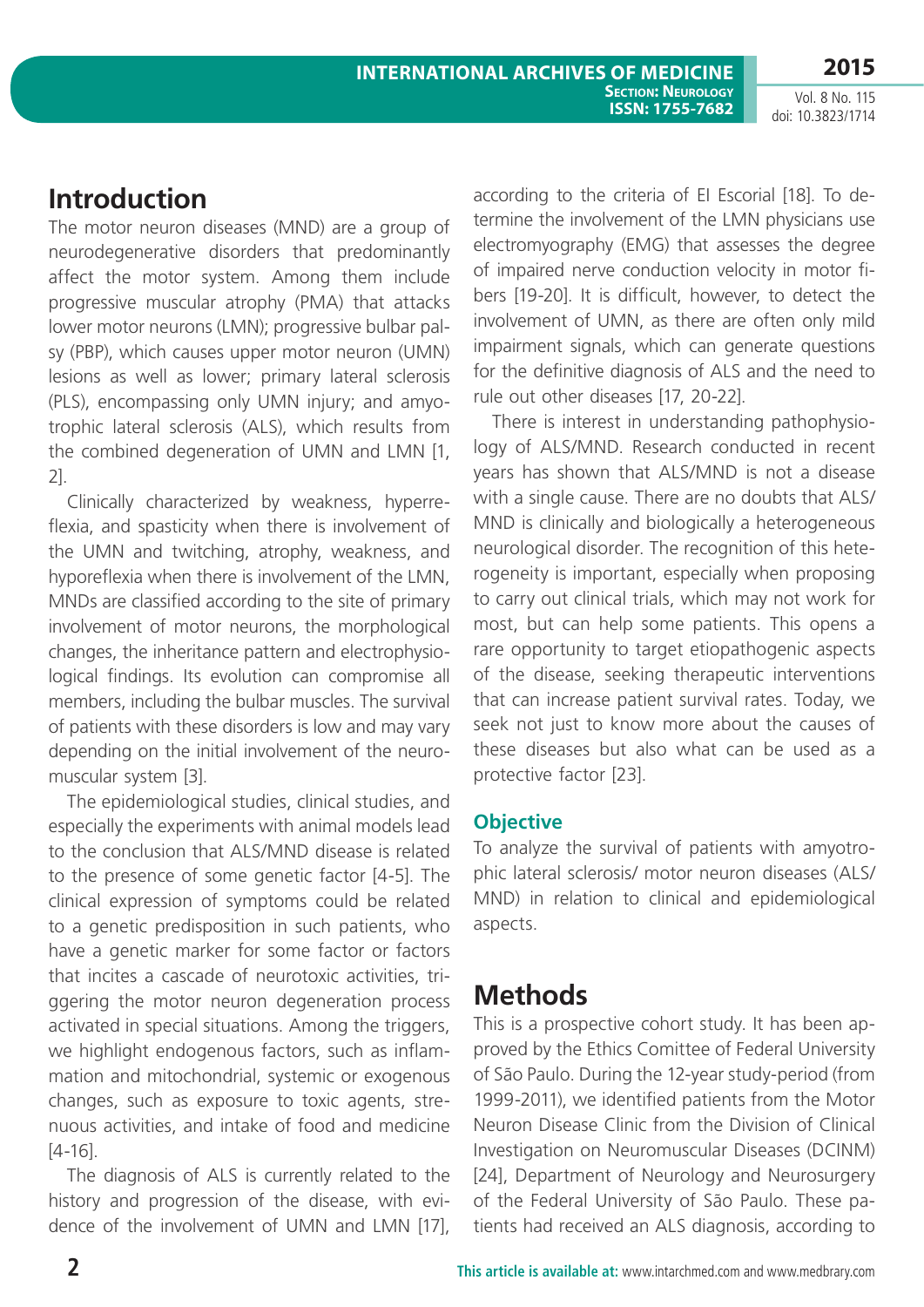## Introduction

The motor neuron diseases (MND) are a group of neurodegenerative disorders that predominantly affect the motor system. Among them include progressive muscular atrophy (PMA) that attacks lower motor neurons (LMN); progressive bulbar palsy (PBP), which causes upper motor neuron (UMN) lesions as well as lower; primary lateral sclerosis (PLS), encompassing only UMN injury; and amyotrophic lateral sclerosis (ALS), which results from the combined degeneration of UMN and LMN [1, 2].

Clinically characterized by weakness, hyperreflexia, and spasticity when there is involvement of the UMN and twitching, atrophy, weakness, and hyporeflexia when there is involvement of the LMN, MNDs are classified according to the site of primary involvement of motor neurons, the morphological changes, the inheritance pattern and electrophysiological findings. Its evolution can compromise all members, including the bulbar muscles. The survival of patients with these disorders is low and may vary depending on the initial involvement of the neuromuscular system [3].

The epidemiological studies, clinical studies, and especially the experiments with animal models lead to the conclusion that ALS/MND disease is related to the presence of some genetic factor [4-5]. The clinical expression of symptoms could be related to a genetic predisposition in such patients, who have a genetic marker for some factor or factors that incites a cascade of neurotoxic activities, triggering the motor neuron degeneration process activated in special situations. Among the triggers, we highlight endogenous factors, such as inflammation and mitochondrial, systemic or exogenous changes, such as exposure to toxic agents, strenuous activities, and intake of food and medicine [4-16].

The diagnosis of ALS is currently related to the history and progression of the disease, with evidence of the involvement of UMN and LMN [17], according to the criteria of El Escorial [18]. To determine the involvement of the LMN physicians use electromyography (EMG) that assesses the degree of impaired nerve conduction velocity in motor fibers [19-20]. It is difficult, however, to detect the involvement of UMN, as there are often only mild impairment signals, which can generate questions for the definitive diagnosis of ALS and the need to rule out other diseases [17, 20-22].

There is interest in understanding pathophysiology of ALS/MND. Research conducted in recent years has shown that ALS/MND is not a disease with a single cause. There are no doubts that ALS/MND is clinically and biologically a heterogeneous neurological disorder. The recognition of this heterogeneity is important, especially when proposing to carry out clinical trials, which may not work for most, but can help some patients. This opens a rare opportunity to target etiopathogenic aspects of the disease, seeking therapeutic interventions that can increase patient survival rates. Today, we seek not just to know more about the causes of these diseases but also what can be used as a protective factor [23].

### Objective

To analyze the survival of patients with amyotrophic lateral sclerosis/ motor neuron diseases (ALS/MND) in relation to clinical and epidemiological aspects.

## Methods

This is a prospective cohort study. It has been approved by the Ethics Comittee of Federal University of São Paulo. During the 12-year study-period (from 1999-2011), we identified patients from the Motor Neuron Disease Clinic from the Division of Clinical Investigation on Neuromuscular Diseases (DCINM) [24], Department of Neurology and Neurosurgery of the Federal University of São Paulo. These patients had received an ALS diagnosis, according to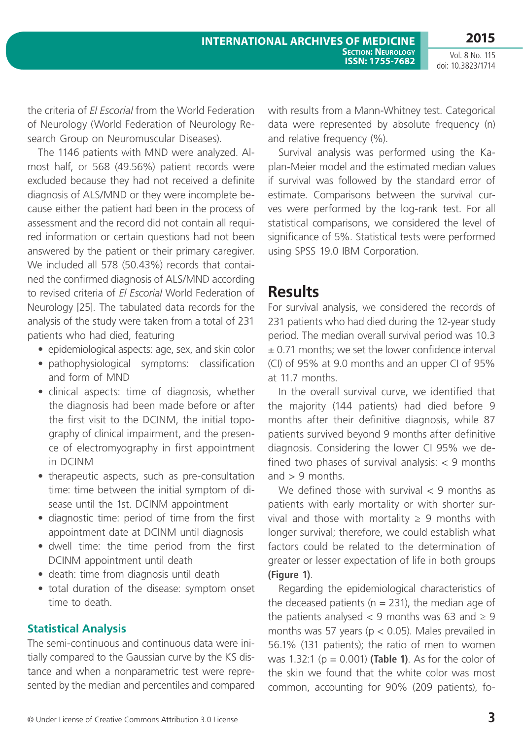the criteria of *El Escorial* from the World Federation of Neurology (World Federation of Neurology Research Group on Neuromuscular Diseases).

The 1146 patients with MND were analyzed. Almost half, or 568 (49.56%) patient records were excluded because they had not received a definite diagnosis of ALS/MND or they were incomplete because either the patient had been in the process of assessment and the record did not contain all required information or certain questions had not been answered by the patient or their primary caregiver. We included all 578 (50.43%) records that contained the confirmed diagnosis of ALS/MND according to revised criteria of *El Escorial* World Federation of Neurology [25]. The tabulated data records for the analysis of the study were taken from a total of 231 patients who had died, featuring

- epidemiological aspects: age, sex, and skin color
- pathophysiological symptoms: classification and form of MND
- clinical aspects: time of diagnosis, whether the diagnosis had been made before or after the first visit to the DCINM, the initial topography of clinical impairment, and the presence of electromyography in first appointment in DCINM
- therapeutic aspects, such as pre-consultation time: time between the initial symptom of disease until the 1st. DCINM appointment
- diagnostic time: period of time from the first appointment date at DCINM until diagnosis
- dwell time: the time period from the first DCINM appointment until death
- death: time from diagnosis until death
- total duration of the disease: symptom onset time to death.

### Statistical Analysis

The semi-continuous and continuous data were initially compared to the Gaussian curve by the KS distance and when a nonparametric test were represented by the median and percentiles and compared with results from a Mann-Whitney test. Categorical data were represented by absolute frequency (n) and relative frequency (%).

Survival analysis was performed using the Kaplan-Meier model and the estimated median values if survival was followed by the standard error of estimate. Comparisons between the survival curves were performed by the log-rank test. For all statistical comparisons, we considered the level of significance of 5%. Statistical tests were performed using SPSS 19.0 IBM Corporation.

## Results

For survival analysis, we considered the records of 231 patients who had died during the 12-year study period. The median overall survival period was 10.3 ± 0.71 months; we set the lower confidence interval (CI) of 95% at 9.0 months and an upper CI of 95% at 11.7 months.

In the overall survival curve, we identified that the majority (144 patients) had died before 9 months after their definitive diagnosis, while 87 patients survived beyond 9 months after definitive diagnosis. Considering the lower CI 95% we defined two phases of survival analysis: < 9 months and > 9 months.

We defined those with survival < 9 months as patients with early mortality or with shorter survival and those with mortality ≥ 9 months with longer survival; therefore, we could establish what factors could be related to the determination of greater or lesser expectation of life in both groups **(Figure 1)**.

Regarding the epidemiological characteristics of the deceased patients (n = 231), the median age of the patients analysed < 9 months was 63 and ≥ 9 months was 57 years ($p < 0.05$). Males prevailed in 56.1% (131 patients); the ratio of men to women was 1.32:1 ($p = 0.001$) **(Table 1)**. As for the color of the skin we found that the white color was most common, accounting for 90% (209 patients), fo-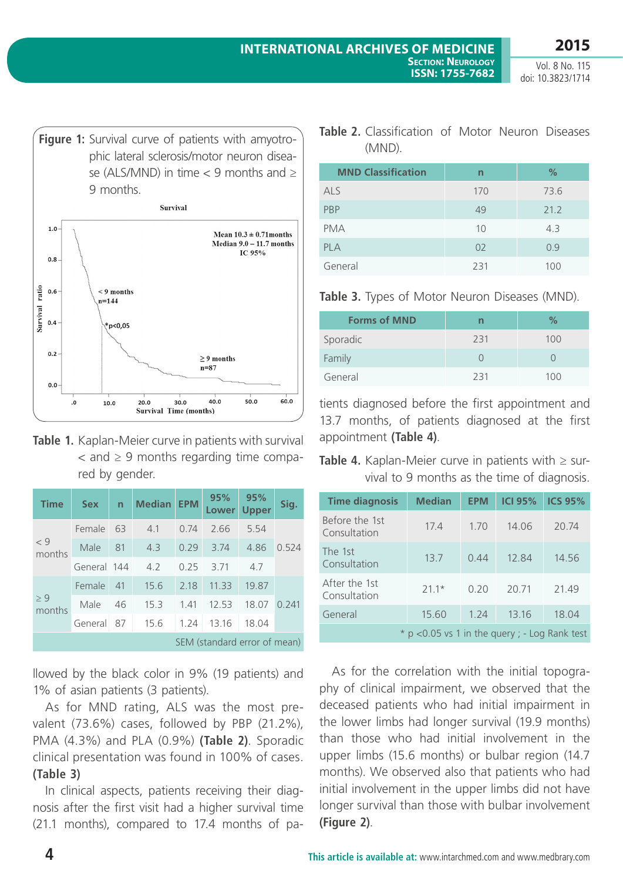**Figure 1:** Survival curve of patients with amyotrophic lateral sclerosis/motor neuron disease (ALS/MND) in time < 9 months and ≥ 9 months.

**Table 1.** Kaplan-Meier curve in patients with survival < and ≥ 9 months regarding time compared by gender.

| Time | Sex | n | Median | EPM | 95% Lower | 95% Upper | Sig. |
|---|---|---|---|---|---|---|---|
| < 9 months | Female | 63 | 4.1 | 0.74 | 2.66 | 5.54 | 0.524 |
| | Male | 81 | 4.3 | 0.29 | 3.74 | 4.86 | |
| | General | 144 | 4.2 | 0.25 | 3.71 | 4.7 | |
| ≥ 9 months | Female | 41 | 15.6 | 2.18 | 11.33 | 19.87 | 0.241 |
| | Male | 46 | 15.3 | 1.41 | 12.53 | 18.07 | |
| | General | 87 | 15.6 | 1.24 | 13.16 | 18.04 | |

SEM (standard error of mean)

llowed by the black color in 9% (19 patients) and 1% of asian patients (3 patients).

As for MND rating, ALS was the most prevalent (73.6%) cases, followed by PBP (21.2%), PMA (4.3%) and PLA (0.9%) **(Table 2)**. Sporadic clinical presentation was found in 100% of cases. **(Table 3)**

In clinical aspects, patients receiving their diagnosis after the first visit had a higher survival time (21.1 months), compared to 17.4 months of patients diagnosed before the first appointment and 13.7 months, of patients diagnosed at the first appointment **(Table 4)**.

**Table 2.** Classification of Motor Neuron Diseases (MND).

| MND Classification | n | % |
|---|---|---|
| ALS | 170 | 73.6 |
| PBP | 49 | 21.2 |
| PMA | 10 | 4.3 |
| PLA | 02 | 0.9 |
| General | 231 | 100 |

**Table 3.** Types of Motor Neuron Diseases (MND).

| Forms of MND | n | % |
|---|---|---|
| Sporadic | 231 | 100 |
| Family | 0 | 0 |
| General | 231 | 100 |

**Table 4.** Kaplan-Meier curve in patients with ≥ survival to 9 months as the time of diagnosis.

| Time diagnosis | Median | EPM | ICI 95% | ICS 95% |
|---|---|---|---|---|
| Before the 1st Consultation | 17.4 | 1.70 | 14.06 | 20.74 |
| The 1st Consultation | 13.7 | 0.44 | 12.84 | 14.56 |
| After the 1st Consultation | 21.1* | 0.20 | 20.71 | 21.49 |
| General | 15.60 | 1.24 | 13.16 | 18.04 |

* p <0.05 vs 1 in the query ; - Log Rank test

As for the correlation with the initial topography of clinical impairment, we observed that the deceased patients who had initial impairment in the lower limbs had longer survival (19.9 months) than those who had initial involvement in the upper limbs (15.6 months) or bulbar region (14.7 months). We observed also that patients who had initial involvement in the upper limbs did not have longer survival than those with bulbar involvement **(Figure 2)**.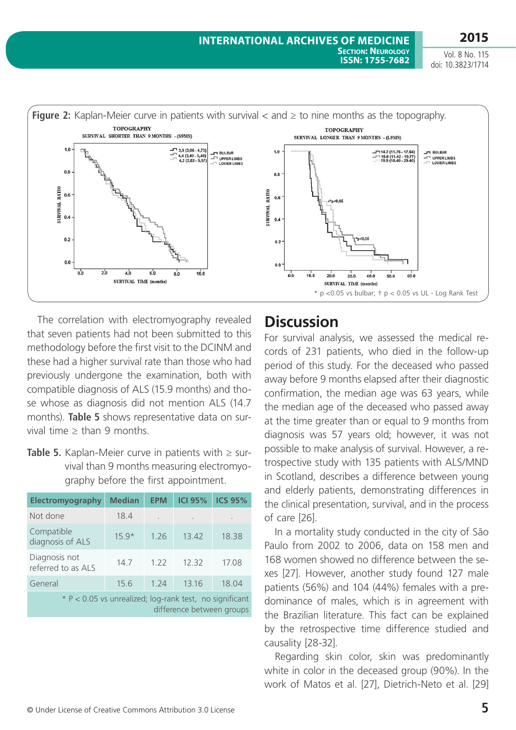**Figure 2:** Kaplan-Meier curve in patients with survival < and ≥ to nine months as the topography.

\* p <0.05 vs bulbar; † p < 0.05 vs UL - Log Rank Test

The correlation with electromyography revealed that seven patients had not been submitted to this methodology before the first visit to the DCINM and these had a higher survival rate than those who had previously undergone the examination, both with compatible diagnosis of ALS (15.9 months) and those whose as diagnosis did not mention ALS (14.7 months). **Table 5** shows representative data on survival time ≥ than 9 months.

**Table 5.** Kaplan-Meier curve in patients with ≥ survival than 9 months measuring electromyography before the first appointment.

| Electromyography | Median | EPM | ICI 95% | ICS 95% |
|---|---|---|---|---|
| Not done | 18.4 | . | . | . |
| Compatible diagnosis of ALS | 15.9* | 1.26 | 13.42 | 18.38 |
| Diagnosis not referred to as ALS | 14.7 | 1.22 | 12.32 | 17.08 |
| General | 15.6 | 1.24 | 13.16 | 18.04 |

\* P < 0.05 vs unrealized; log-rank test, no significant difference between groups

# Discussion

For survival analysis, we assessed the medical records of 231 patients, who died in the follow-up period of this study. For the deceased who passed away before 9 months elapsed after their diagnostic confirmation, the median age was 63 years, while the median age of the deceased who passed away at the time greater than or equal to 9 months from diagnosis was 57 years old; however, it was not possible to make analysis of survival. However, a retrospective study with 135 patients with ALS/MND in Scotland, describes a difference between young and elderly patients, demonstrating differences in the clinical presentation, survival, and in the process of care [26].

In a mortality study conducted in the city of São Paulo from 2002 to 2006, data on 158 men and 168 women showed no difference between the sexes [27]. However, another study found 127 male patients (56%) and 104 (44%) females with a predominance of males, which is in agreement with the Brazilian literature. This fact can be explained by the retrospective time difference studied and causality [28-32].

Regarding skin color, skin was predominantly white in color in the deceased group (90%). In the work of Matos et al. [27], Dietrich-Neto et al. [29]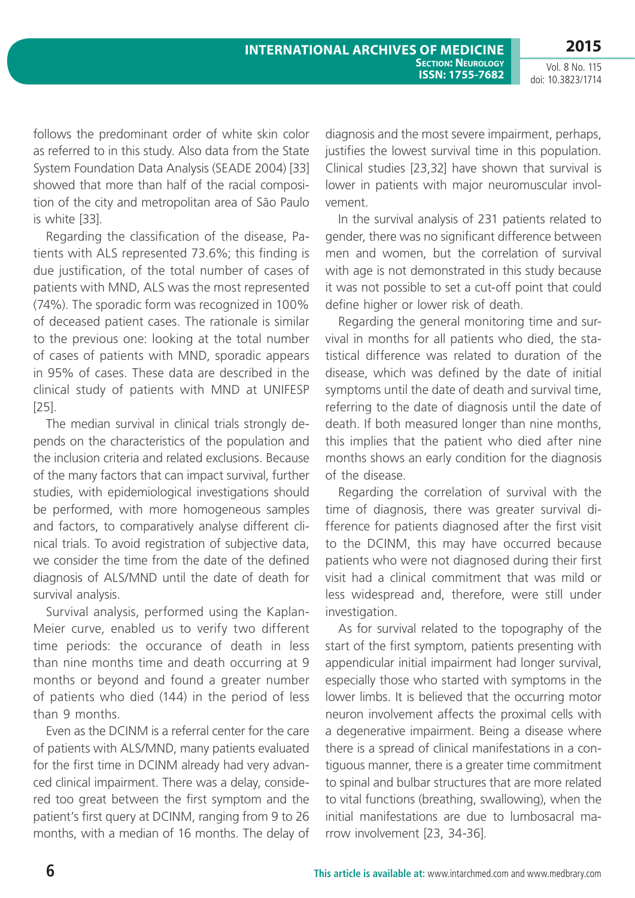follows the predominant order of white skin color as referred to in this study. Also data from the State System Foundation Data Analysis (SEADE 2004) [33] showed that more than half of the racial composition of the city and metropolitan area of São Paulo is white [33].

Regarding the classification of the disease, Patients with ALS represented 73.6%; this finding is due justification, of the total number of cases of patients with MND, ALS was the most represented (74%). The sporadic form was recognized in 100% of deceased patient cases. The rationale is similar to the previous one: looking at the total number of cases of patients with MND, sporadic appears in 95% of cases. These data are described in the clinical study of patients with MND at UNIFESP [25].

The median survival in clinical trials strongly depends on the characteristics of the population and the inclusion criteria and related exclusions. Because of the many factors that can impact survival, further studies, with epidemiological investigations should be performed, with more homogeneous samples and factors, to comparatively analyse different clinical trials. To avoid registration of subjective data, we consider the time from the date of the defined diagnosis of ALS/MND until the date of death for survival analysis.

Survival analysis, performed using the Kaplan-Meier curve, enabled us to verify two different time periods: the occurance of death in less than nine months time and death occurring at 9 months or beyond and found a greater number of patients who died (144) in the period of less than 9 months.

Even as the DCINM is a referral center for the care of patients with ALS/MND, many patients evaluated for the first time in DCINM already had very advanced clinical impairment. There was a delay, considered too great between the first symptom and the patient's first query at DCINM, ranging from 9 to 26 months, with a median of 16 months. The delay of diagnosis and the most severe impairment, perhaps, justifies the lowest survival time in this population. Clinical studies [23,32] have shown that survival is lower in patients with major neuromuscular involvement.

In the survival analysis of 231 patients related to gender, there was no significant difference between men and women, but the correlation of survival with age is not demonstrated in this study because it was not possible to set a cut-off point that could define higher or lower risk of death.

Regarding the general monitoring time and survival in months for all patients who died, the statistical difference was related to duration of the disease, which was defined by the date of initial symptoms until the date of death and survival time, referring to the date of diagnosis until the date of death. If both measured longer than nine months, this implies that the patient who died after nine months shows an early condition for the diagnosis of the disease.

Regarding the correlation of survival with the time of diagnosis, there was greater survival difference for patients diagnosed after the first visit to the DCINM, this may have occurred because patients who were not diagnosed during their first visit had a clinical commitment that was mild or less widespread and, therefore, were still under investigation.

As for survival related to the topography of the start of the first symptom, patients presenting with appendicular initial impairment had longer survival, especially those who started with symptoms in the lower limbs. It is believed that the occurring motor neuron involvement affects the proximal cells with a degenerative impairment. Being a disease where there is a spread of clinical manifestations in a contiguous manner, there is a greater time commitment to spinal and bulbar structures that are more related to vital functions (breathing, swallowing), when the initial manifestations are due to lumbosacral marrow involvement [23, 34-36].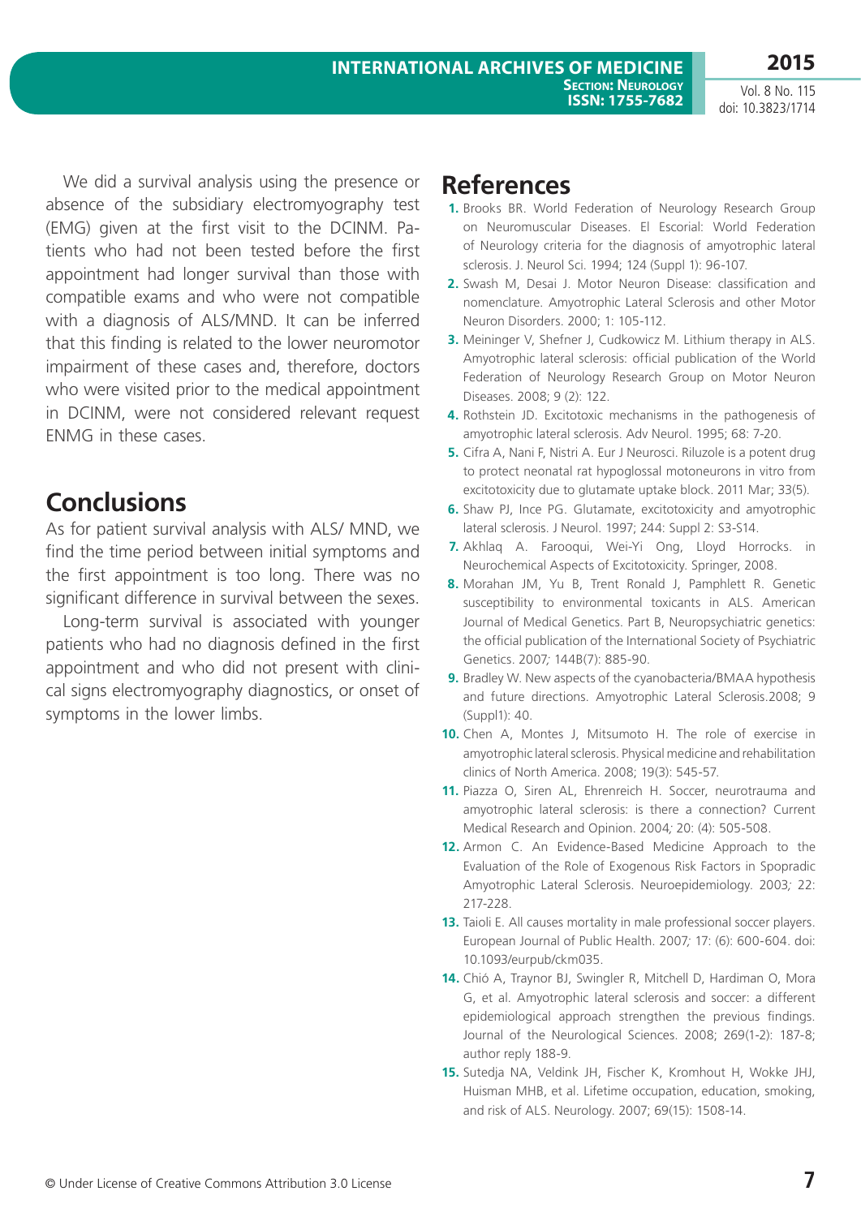We did a survival analysis using the presence or absence of the subsidiary electromyography test (EMG) given at the first visit to the DCINM. Patients who had not been tested before the first appointment had longer survival than those with compatible exams and who were not compatible with a diagnosis of ALS/MND. It can be inferred that this finding is related to the lower neuromotor impairment of these cases and, therefore, doctors who were visited prior to the medical appointment in DCINM, were not considered relevant request ENMG in these cases.

## Conclusions

As for patient survival analysis with ALS/ MND, we find the time period between initial symptoms and the first appointment is too long. There was no significant difference in survival between the sexes.

Long-term survival is associated with younger patients who had no diagnosis defined in the first appointment and who did not present with clinical signs electromyography diagnostics, or onset of symptoms in the lower limbs.

## References

1. Brooks BR. World Federation of Neurology Research Group on Neuromuscular Diseases. El Escorial: World Federation of Neurology criteria for the diagnosis of amyotrophic lateral sclerosis. J. Neurol Sci. 1994; 124 (Suppl 1): 96-107.
2. Swash M, Desai J. Motor Neuron Disease: classification and nomenclature. Amyotrophic Lateral Sclerosis and other Motor Neuron Disorders. 2000; 1: 105-112.
3. Meininger V, Shefner J, Cudkowicz M. Lithium therapy in ALS. Amyotrophic lateral sclerosis: official publication of the World Federation of Neurology Research Group on Motor Neuron Diseases. 2008; 9 (2): 122.
4. Rothstein JD. Excitotoxic mechanisms in the pathogenesis of amyotrophic lateral sclerosis. Adv Neurol. 1995; 68: 7-20.
5. Cifra A, Nani F, Nistri A. Eur J Neurosci. Riluzole is a potent drug to protect neonatal rat hypoglossal motoneurons in vitro from excitotoxicity due to glutamate uptake block. 2011 Mar; 33(5).
6. Shaw PJ, Ince PG. Glutamate, excitotoxicity and amyotrophic lateral sclerosis. J Neurol. 1997; 244: Suppl 2: S3-S14.
7. Akhlaq A. Farooqui, Wei-Yi Ong, Lloyd Horrocks. in Neurochemical Aspects of Excitotoxicity. Springer, 2008.
8. Morahan JM, Yu B, Trent Ronald J, Pamphlett R. Genetic susceptibility to environmental toxicants in ALS. American Journal of Medical Genetics. Part B, Neuropsychiatric genetics: the official publication of the International Society of Psychiatric Genetics. 2007; 144B(7): 885-90.
9. Bradley W. New aspects of the cyanobacteria/BMAA hypothesis and future directions. Amyotrophic Lateral Sclerosis.2008; 9 (Suppl1): 40.
10. Chen A, Montes J, Mitsumoto H. The role of exercise in amyotrophic lateral sclerosis. Physical medicine and rehabilitation clinics of North America. 2008; 19(3): 545-57.
11. Piazza O, Siren AL, Ehrenreich H. Soccer, neurotrauma and amyotrophic lateral sclerosis: is there a connection? Current Medical Research and Opinion. 2004; 20: (4): 505-508.
12. Armon C. An Evidence-Based Medicine Approach to the Evaluation of the Role of Exogenous Risk Factors in Spopradic Amyotrophic Lateral Sclerosis. Neuroepidemiology. 2003; 22: 217-228.
13. Taioli E. All causes mortality in male professional soccer players. European Journal of Public Health. 2007; 17: (6): 600-604. doi: 10.1093/eurpub/ckm035.
14. Chió A, Traynor BJ, Swingler R, Mitchell D, Hardiman O, Mora G, et al. Amyotrophic lateral sclerosis and soccer: a different epidemiological approach strengthen the previous findings. Journal of the Neurological Sciences. 2008; 269(1-2): 187-8; author reply 188-9.
15. Sutedja NA, Veldink JH, Fischer K, Kromhout H, Wokke JHJ, Huisman MHB, et al. Lifetime occupation, education, smoking, and risk of ALS. Neurology. 2007; 69(15): 1508-14.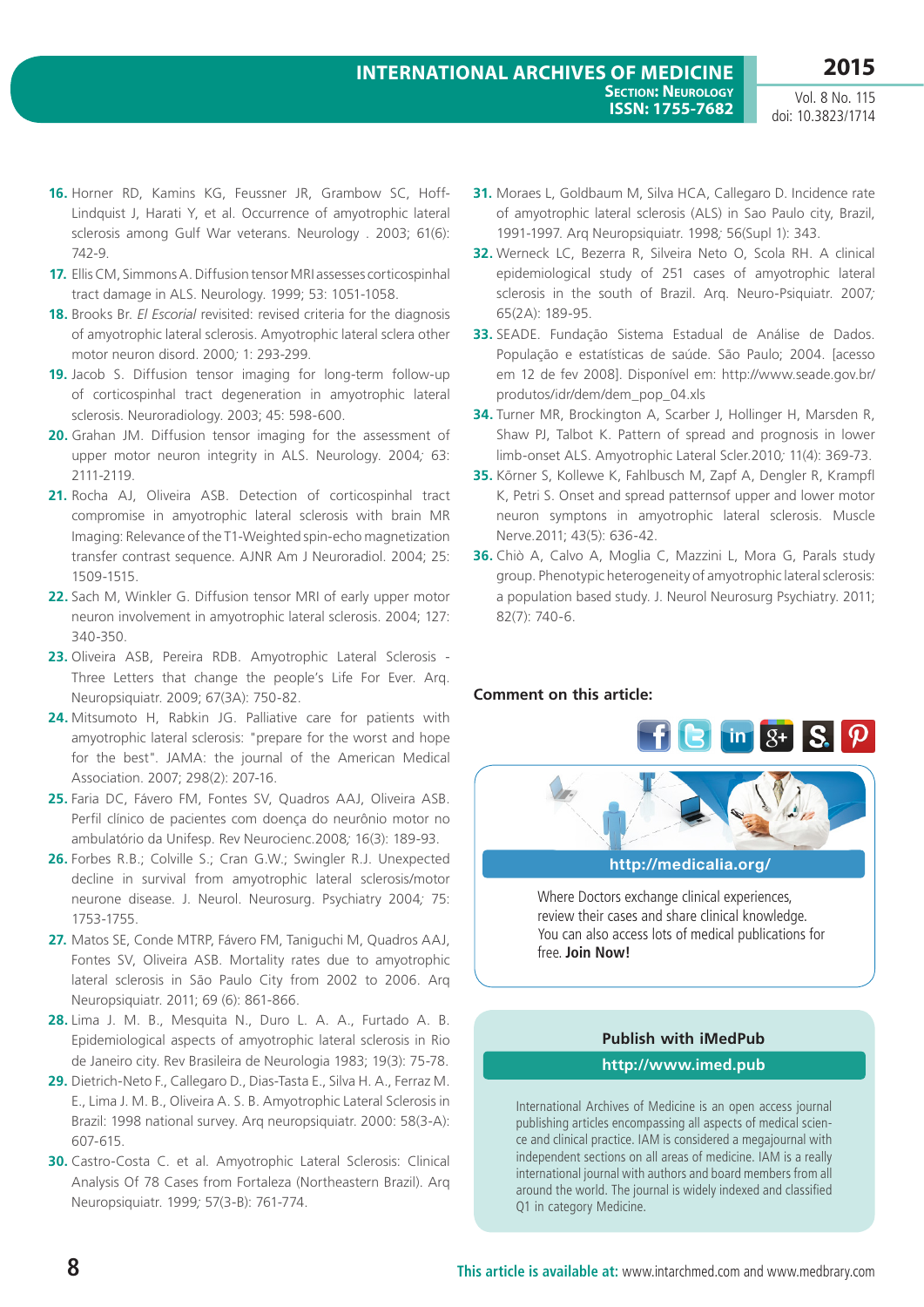16. Horner RD, Kamins KG, Feussner JR, Grambow SC, Hoff-Lindquist J, Harati Y, et al. Occurrence of amyotrophic lateral sclerosis among Gulf War veterans. Neurology . 2003; 61(6): 742-9.

17. Ellis CM, Simmons A. Diffusion tensor MRI assesses corticospinhal tract damage in ALS. Neurology. 1999; 53: 1051-1058.

18. Brooks Br. *El Escorial* revisited: revised criteria for the diagnosis of amyotrophic lateral sclerosis. Amyotrophic lateral sclera other motor neuron disord. 2000; 1: 293-299.

19. Jacob S. Diffusion tensor imaging for long-term follow-up of corticospinhal tract degeneration in amyotrophic lateral sclerosis. Neuroradiology. 2003; 45: 598-600.

20. Grahan JM. Diffusion tensor imaging for the assessment of upper motor neuron integrity in ALS. Neurology. 2004; 63: 2111-2119.

21. Rocha AJ, Oliveira ASB. Detection of corticospinhal tract compromise in amyotrophic lateral sclerosis with brain MR Imaging: Relevance of the T1-Weighted spin-echo magnetization transfer contrast sequence. AJNR Am J Neuroradiol. 2004; 25: 1509-1515.

22. Sach M, Winkler G. Diffusion tensor MRI of early upper motor neuron involvement in amyotrophic lateral sclerosis. 2004; 127: 340-350.

23. Oliveira ASB, Pereira RDB. Amyotrophic Lateral Sclerosis - Three Letters that change the people's Life For Ever. Arq. Neuropsiquiatr. 2009; 67(3A): 750-82.

24. Mitsumoto H, Rabkin JG. Palliative care for patients with amyotrophic lateral sclerosis: "prepare for the worst and hope for the best". JAMA: the journal of the American Medical Association. 2007; 298(2): 207-16.

25. Faria DC, Fávero FM, Fontes SV, Quadros AAJ, Oliveira ASB. Perfil clínico de pacientes com doença do neurônio motor no ambulatório da Unifesp. Rev Neurocienc.2008; 16(3): 189-93.

26. Forbes R.B.; Colville S.; Cran G.W.; Swingler R.J. Unexpected decline in survival from amyotrophic lateral sclerosis/motor neurone disease. J. Neurol. Neurosurg. Psychiatry 2004; 75: 1753-1755.

27. Matos SE, Conde MTRP, Fávero FM, Taniguchi M, Quadros AAJ, Fontes SV, Oliveira ASB. Mortality rates due to amyotrophic lateral sclerosis in São Paulo City from 2002 to 2006. Arq Neuropsiquiatr. 2011; 69 (6): 861-866.

28. Lima J. M. B., Mesquita N., Duro L. A. A., Furtado A. B. Epidemiological aspects of amyotrophic lateral sclerosis in Rio de Janeiro city. Rev Brasileira de Neurologia 1983; 19(3): 75-78.

29. Dietrich-Neto F., Callegaro D., Dias-Tasta E., Silva H. A., Ferraz M. E., Lima J. M. B., Oliveira A. S. B. Amyotrophic Lateral Sclerosis in Brazil: 1998 national survey. Arq neuropsiquiatr. 2000: 58(3-A): 607-615.

30. Castro-Costa C. et al. Amyotrophic Lateral Sclerosis: Clinical Analysis Of 78 Cases from Fortaleza (Northeastern Brazil). Arq Neuropsiquiatr. 1999; 57(3-B): 761-774.

31. Moraes L, Goldbaum M, Silva HCA, Callegaro D. Incidence rate of amyotrophic lateral sclerosis (ALS) in Sao Paulo city, Brazil, 1991-1997. Arq Neuropsiquiatr. 1998; 56(Supl 1): 343.

32. Werneck LC, Bezerra R, Silveira Neto O, Scola RH. A clinical epidemiological study of 251 cases of amyotrophic lateral sclerosis in the south of Brazil. Arq. Neuro-Psiquiatr. 2007; 65(2A): 189-95.

33. SEADE. Fundação Sistema Estadual de Análise de Dados. População e estatísticas de saúde. São Paulo; 2004. [acesso em 12 de fev 2008]. Disponível em: http://www.seade.gov.br/produtos/idr/dem/dem_pop_04.xls

34. Turner MR, Brockington A, Scarber J, Hollinger H, Marsden R, Shaw PJ, Talbot K. Pattern of spread and prognosis in lower limb-onset ALS. Amyotrophic Lateral Scler.2010; 11(4): 369-73.

35. Körner S, Kollewe K, Fahlbusch M, Zapf A, Dengler R, Krampfl K, Petri S. Onset and spread patternsof upper and lower motor neuron symptons in amyotrophic lateral sclerosis. Muscle Nerve.2011; 43(5): 636-42.

36. Chiò A, Calvo A, Moglia C, Mazzini L, Mora G, Parals study group. Phenotypic heterogeneity of amyotrophic lateral sclerosis: a population based study. J. Neurol Neurosurg Psychiatry. 2011; 82(7): 740-6.

**Comment on this article:**

http://medicalia.org/

Where Doctors exchange clinical experiences, review their cases and share clinical knowledge. You can also access lots of medical publications for free. **Join Now!**

**Publish with iMedPub**

**http://www.imed.pub**

International Archives of Medicine is an open access journal publishing articles encompassing all aspects of medical science and clinical practice. IAM is considered a megajournal with independent sections on all areas of medicine. IAM is a really international journal with authors and board members from all around the world. The journal is widely indexed and classified Q1 in category Medicine.